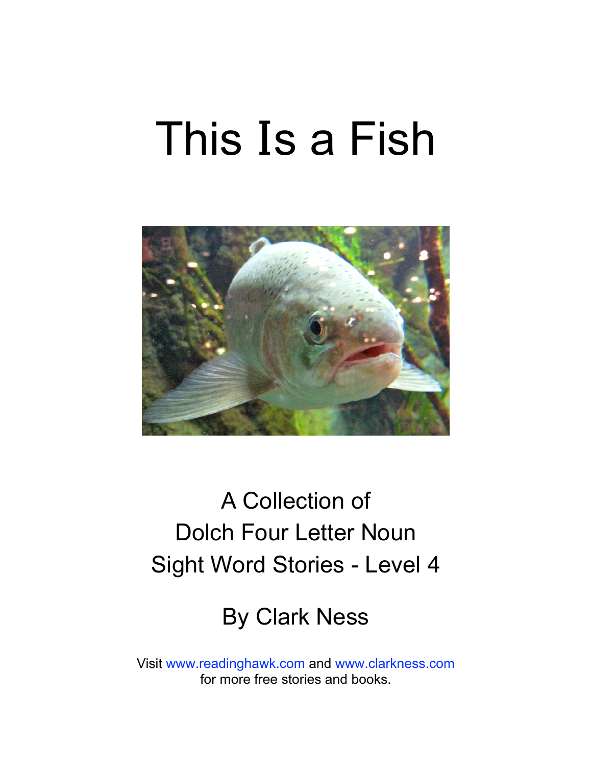# This Is a Fish

A Collection of
Dolch Four Letter Noun
Sight Word Stories - Level 4

By Clark Ness

Visit www.readinghawk.com and www.clarkness.com
for more free stories and books.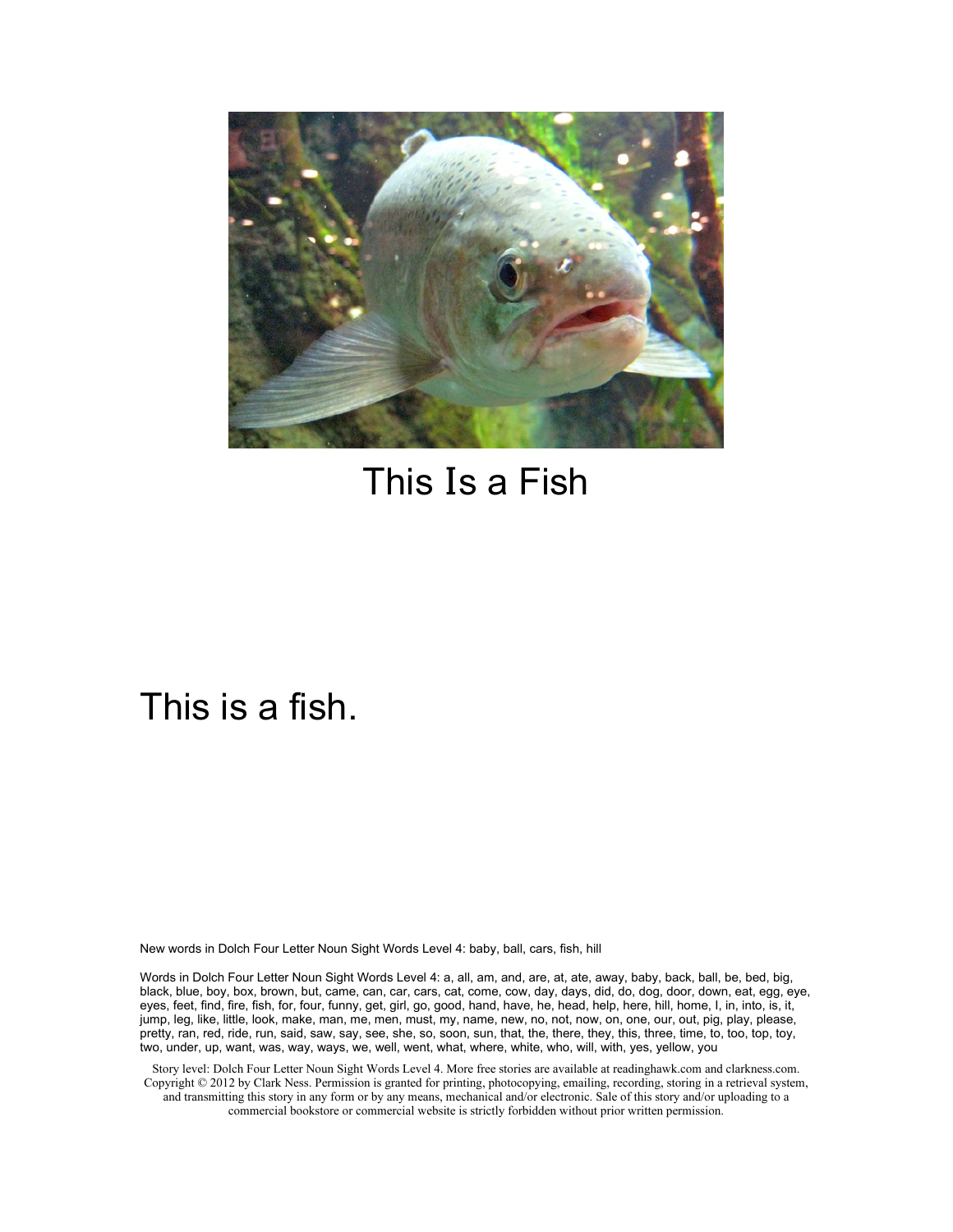# This Is a Fish

This is a fish.

New words in Dolch Four Letter Noun Sight Words Level 4: baby, ball, cars, fish, hill

Words in Dolch Four Letter Noun Sight Words Level 4: a, all, am, and, are, at, ate, away, baby, back, ball, be, bed, big, black, blue, boy, box, brown, but, came, can, car, cars, cat, come, cow, day, days, did, do, dog, door, down, eat, egg, eye, eyes, feet, find, fire, fish, for, four, funny, get, girl, go, good, hand, have, he, head, help, here, hill, home, I, in, into, is, it, jump, leg, like, little, look, make, man, me, men, must, my, name, new, no, not, now, on, one, our, out, pig, play, please, pretty, ran, red, ride, run, said, saw, say, see, she, so, soon, sun, that, the, there, they, this, three, time, to, too, top, toy, two, under, up, want, was, way, ways, we, well, went, what, where, white, who, will, with, yes, yellow, you

Story level: Dolch Four Letter Noun Sight Words Level 4. More free stories are available at readinghawk.com and clarkness.com. Copyright © 2012 by Clark Ness. Permission is granted for printing, photocopying, emailing, recording, storing in a retrieval system, and transmitting this story in any form or by any means, mechanical and/or electronic. Sale of this story and/or uploading to a commercial bookstore or commercial website is strictly forbidden without prior written permission.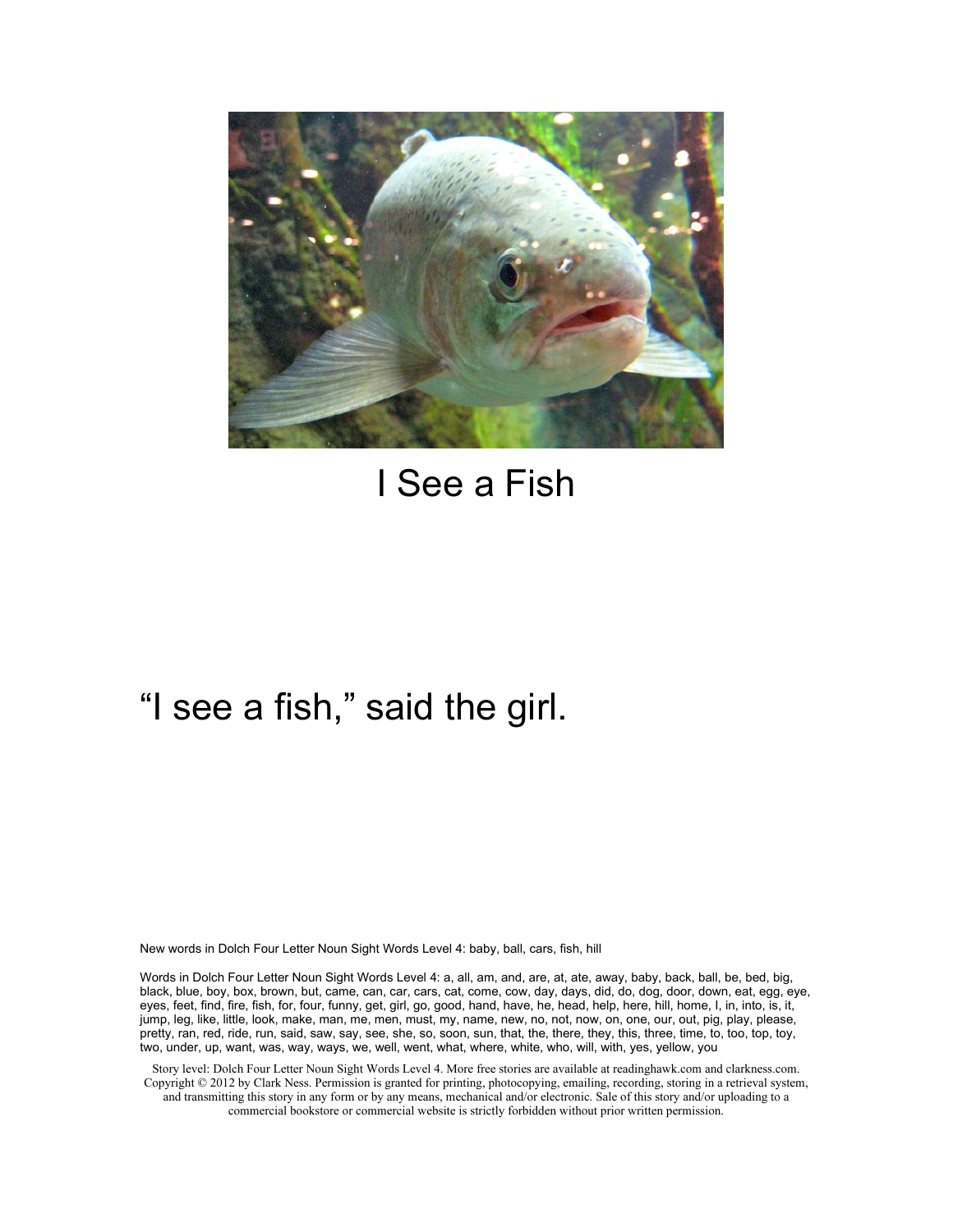# I See a Fish

"I see a fish," said the girl.

New words in Dolch Four Letter Noun Sight Words Level 4: baby, ball, cars, fish, hill

Words in Dolch Four Letter Noun Sight Words Level 4: a, all, am, and, are, at, ate, away, baby, back, ball, be, bed, big, black, blue, boy, box, brown, but, came, can, car, cars, cat, come, cow, day, days, did, do, dog, door, down, eat, egg, eye, eyes, feet, find, fire, fish, for, four, funny, get, girl, go, good, hand, have, he, head, help, here, hill, home, I, in, into, is, it, jump, leg, like, little, look, make, man, me, men, must, my, name, new, no, not, now, on, one, our, out, pig, play, please, pretty, ran, red, ride, run, said, saw, say, see, she, so, soon, sun, that, the, there, they, this, three, time, to, too, top, toy, two, under, up, want, was, way, ways, we, well, went, what, where, white, who, will, with, yes, yellow, you

Story level: Dolch Four Letter Noun Sight Words Level 4. More free stories are available at readinghawk.com and clarkness.com. Copyright © 2012 by Clark Ness. Permission is granted for printing, photocopying, emailing, recording, storing in a retrieval system, and transmitting this story in any form or by any means, mechanical and/or electronic. Sale of this story and/or uploading to a commercial bookstore or commercial website is strictly forbidden without prior written permission.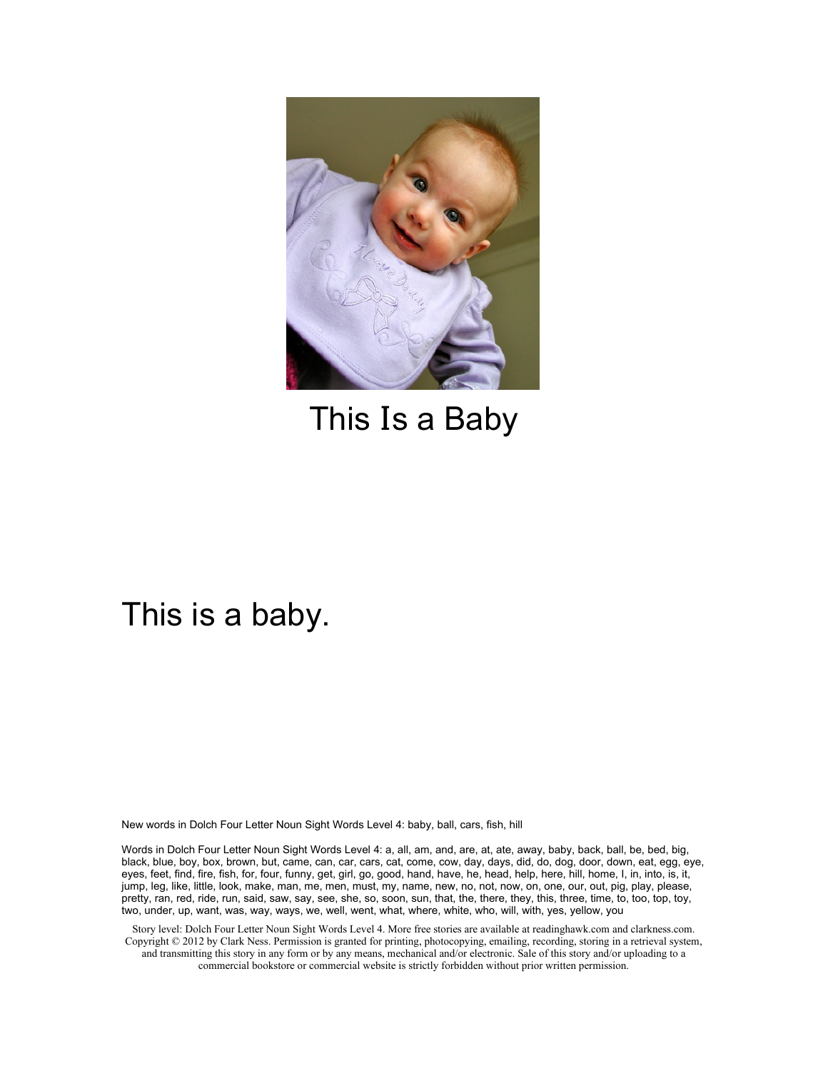This Is a Baby

This is a baby.

New words in Dolch Four Letter Noun Sight Words Level 4: baby, ball, cars, fish, hill

Words in Dolch Four Letter Noun Sight Words Level 4: a, all, am, and, are, at, ate, away, baby, back, ball, be, bed, big, black, blue, boy, box, brown, but, came, can, car, cars, cat, come, cow, day, days, did, do, dog, door, down, eat, egg, eye, eyes, feet, find, fire, fish, for, four, funny, get, girl, go, good, hand, have, he, head, help, here, hill, home, I, in, into, is, it, jump, leg, like, little, look, make, man, me, men, must, my, name, new, no, not, now, on, one, our, out, pig, play, please, pretty, ran, red, ride, run, said, saw, say, see, she, so, soon, sun, that, the, there, they, this, three, time, to, too, top, toy, two, under, up, want, was, way, ways, we, well, went, what, where, white, who, will, with, yes, yellow, you

Story level: Dolch Four Letter Noun Sight Words Level 4. More free stories are available at readinghawk.com and clarkness.com. Copyright © 2012 by Clark Ness. Permission is granted for printing, photocopying, emailing, recording, storing in a retrieval system, and transmitting this story in any form or by any means, mechanical and/or electronic. Sale of this story and/or uploading to a commercial bookstore or commercial website is strictly forbidden without prior written permission.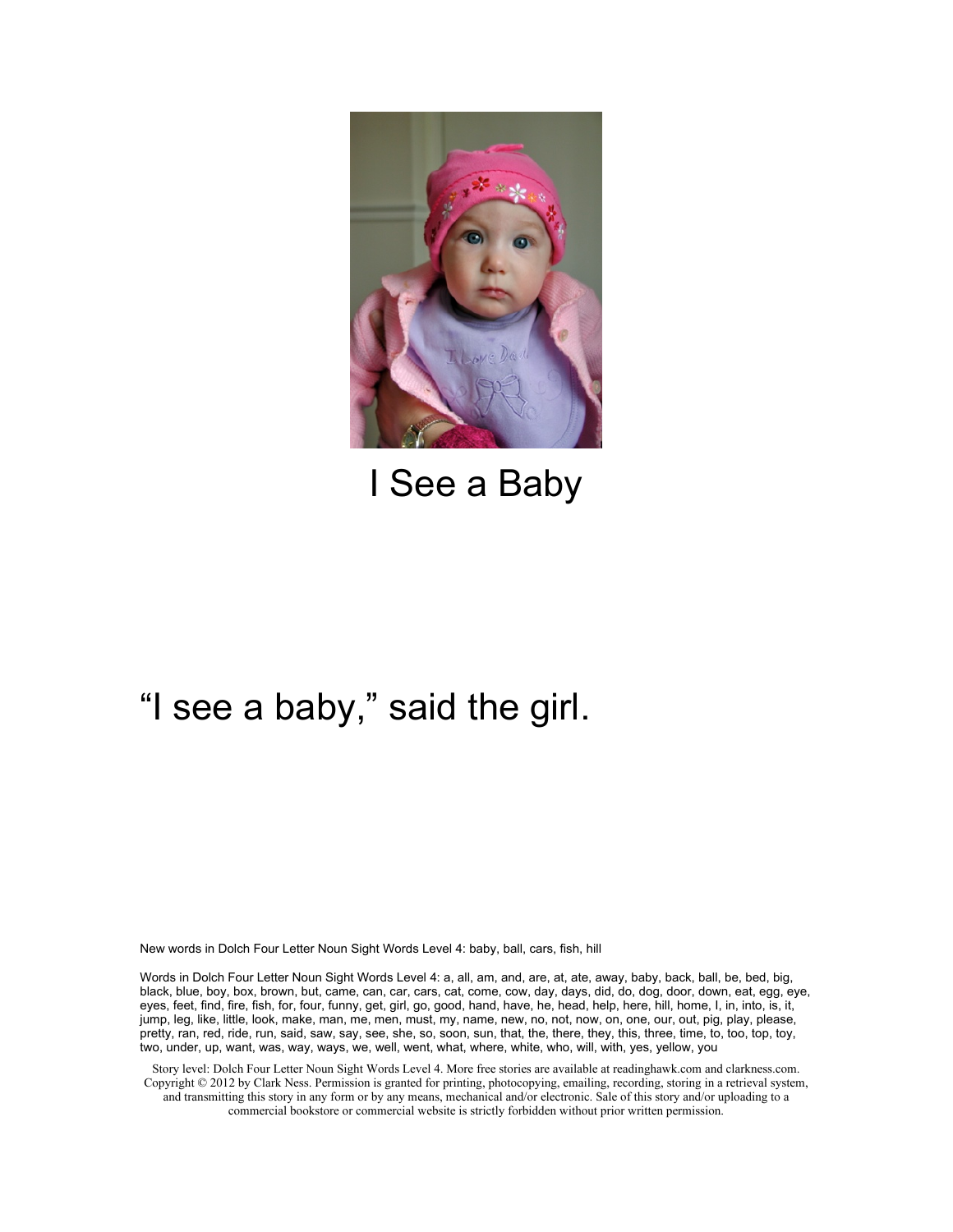# I See a Baby

"I see a baby," said the girl.

New words in Dolch Four Letter Noun Sight Words Level 4: baby, ball, cars, fish, hill

Words in Dolch Four Letter Noun Sight Words Level 4: a, all, am, and, are, at, ate, away, baby, back, ball, be, bed, big, black, blue, boy, box, brown, but, came, can, car, cars, cat, come, cow, day, days, did, do, dog, door, down, eat, egg, eye, eyes, feet, find, fire, fish, for, four, funny, get, girl, go, good, hand, have, he, head, help, here, hill, home, I, in, into, is, it, jump, leg, like, little, look, make, man, me, men, must, my, name, new, no, not, now, on, one, our, out, pig, play, please, pretty, ran, red, ride, run, said, saw, say, see, she, so, soon, sun, that, the, there, they, this, three, time, to, too, top, toy, two, under, up, want, was, way, ways, we, well, went, what, where, white, who, will, with, yes, yellow, you

Story level: Dolch Four Letter Noun Sight Words Level 4. More free stories are available at readinghawk.com and clarkness.com. Copyright © 2012 by Clark Ness. Permission is granted for printing, photocopying, emailing, recording, storing in a retrieval system, and transmitting this story in any form or by any means, mechanical and/or electronic. Sale of this story and/or uploading to a commercial bookstore or commercial website is strictly forbidden without prior written permission.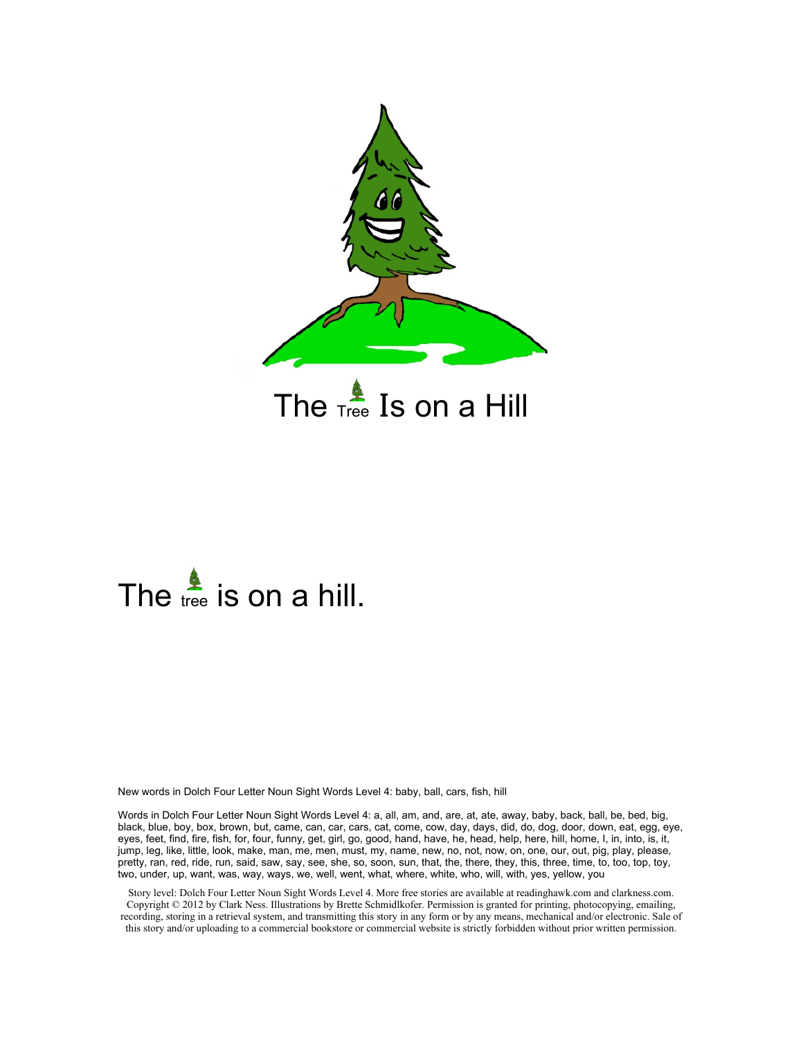# The Tree Is on a Hill

The tree is on a hill.

New words in Dolch Four Letter Noun Sight Words Level 4: baby, ball, cars, fish, hill

Words in Dolch Four Letter Noun Sight Words Level 4: a, all, am, and, are, at, ate, away, baby, back, ball, be, bed, big, black, blue, boy, box, brown, but, came, can, car, cars, cat, come, cow, day, days, did, do, dog, door, down, eat, egg, eye, eyes, feet, find, fire, fish, for, four, funny, get, girl, go, good, hand, have, he, head, help, here, hill, home, I, in, into, is, it, jump, leg, like, little, look, make, man, me, men, must, my, name, new, no, not, now, on, one, our, out, pig, play, please, pretty, ran, red, ride, run, said, saw, say, see, she, so, soon, sun, that, the, there, they, this, three, time, to, too, top, toy, two, under, up, want, was, way, ways, we, well, went, what, where, white, who, will, with, yes, yellow, you

Story level: Dolch Four Letter Noun Sight Words Level 4. More free stories are available at readinghawk.com and clarkness.com. Copyright © 2012 by Clark Ness. Illustrations by Brette Schmidlkofer. Permission is granted for printing, photocopying, emailing, recording, storing in a retrieval system, and transmitting this story in any form or by any means, mechanical and/or electronic. Sale of this story and/or uploading to a commercial bookstore or commercial website is strictly forbidden without prior written permission.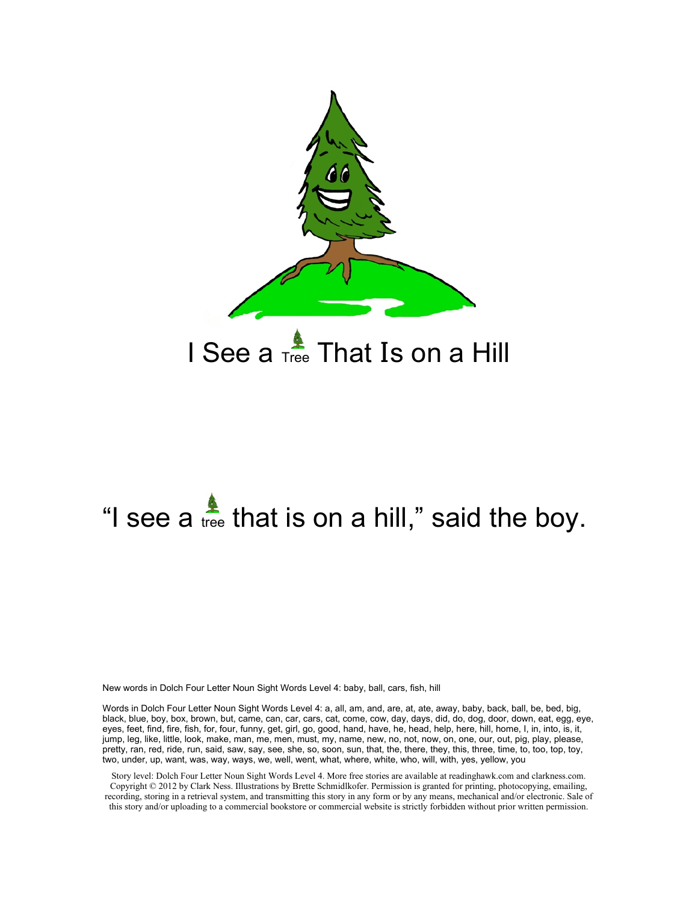# I See a Tree That Is on a Hill

"I see a tree that is on a hill," said the boy.

New words in Dolch Four Letter Noun Sight Words Level 4: baby, ball, cars, fish, hill

Words in Dolch Four Letter Noun Sight Words Level 4: a, all, am, and, are, at, ate, away, baby, back, ball, be, bed, big, black, blue, boy, box, brown, but, came, can, car, cars, cat, come, cow, day, days, did, do, dog, door, down, eat, egg, eye, eyes, feet, find, fire, fish, for, four, funny, get, girl, go, good, hand, have, he, head, help, here, hill, home, I, in, into, is, it, jump, leg, like, little, look, make, man, me, men, must, my, name, new, no, not, now, on, one, our, out, pig, play, please, pretty, ran, red, ride, run, said, saw, say, see, she, so, soon, sun, that, the, there, they, this, three, time, to, too, top, toy, two, under, up, want, was, way, ways, we, well, went, what, where, white, who, will, with, yes, yellow, you

Story level: Dolch Four Letter Noun Sight Words Level 4. More free stories are available at readinghawk.com and clarkness.com. Copyright © 2012 by Clark Ness. Illustrations by Brette Schmidlkofer. Permission is granted for printing, photocopying, emailing, recording, storing in a retrieval system, and transmitting this story in any form or by any means, mechanical and/or electronic. Sale of this story and/or uploading to a commercial bookstore or commercial website is strictly forbidden without prior written permission.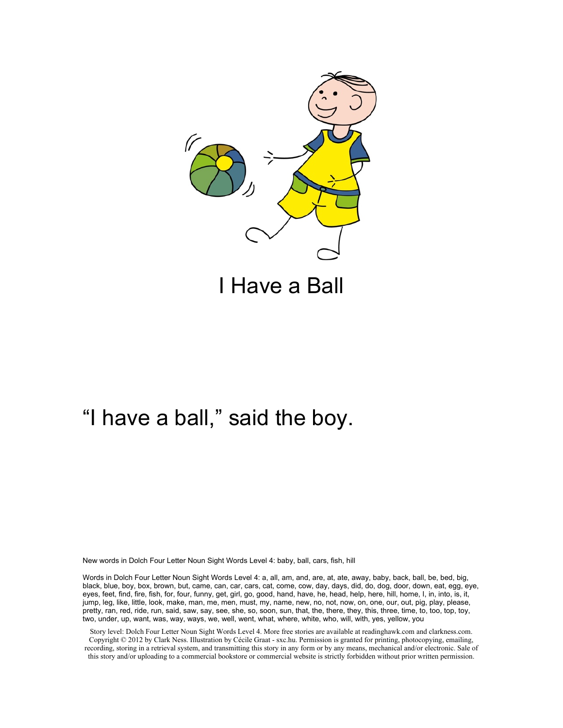# I Have a Ball

"I have a ball," said the boy.

New words in Dolch Four Letter Noun Sight Words Level 4: baby, ball, cars, fish, hill

Words in Dolch Four Letter Noun Sight Words Level 4: a, all, am, and, are, at, ate, away, baby, back, ball, be, bed, big, black, blue, boy, box, brown, but, came, can, car, cars, cat, come, cow, day, days, did, do, dog, door, down, eat, egg, eye, eyes, feet, find, fire, fish, for, four, funny, get, girl, go, good, hand, have, he, head, help, here, hill, home, I, in, into, is, it, jump, leg, like, little, look, make, man, me, men, must, my, name, new, no, not, now, on, one, our, out, pig, play, please, pretty, ran, red, ride, run, said, saw, say, see, she, so, soon, sun, that, the, there, they, this, three, time, to, too, top, toy, two, under, up, want, was, way, ways, we, well, went, what, where, white, who, will, with, yes, yellow, you

Story level: Dolch Four Letter Noun Sight Words Level 4. More free stories are available at readinghawk.com and clarkness.com. Copyright © 2012 by Clark Ness. Illustration by Cécile Graat - sxc.hu. Permission is granted for printing, photocopying, emailing, recording, storing in a retrieval system, and transmitting this story in any form or by any means, mechanical and/or electronic. Sale of this story and/or uploading to a commercial bookstore or commercial website is strictly forbidden without prior written permission.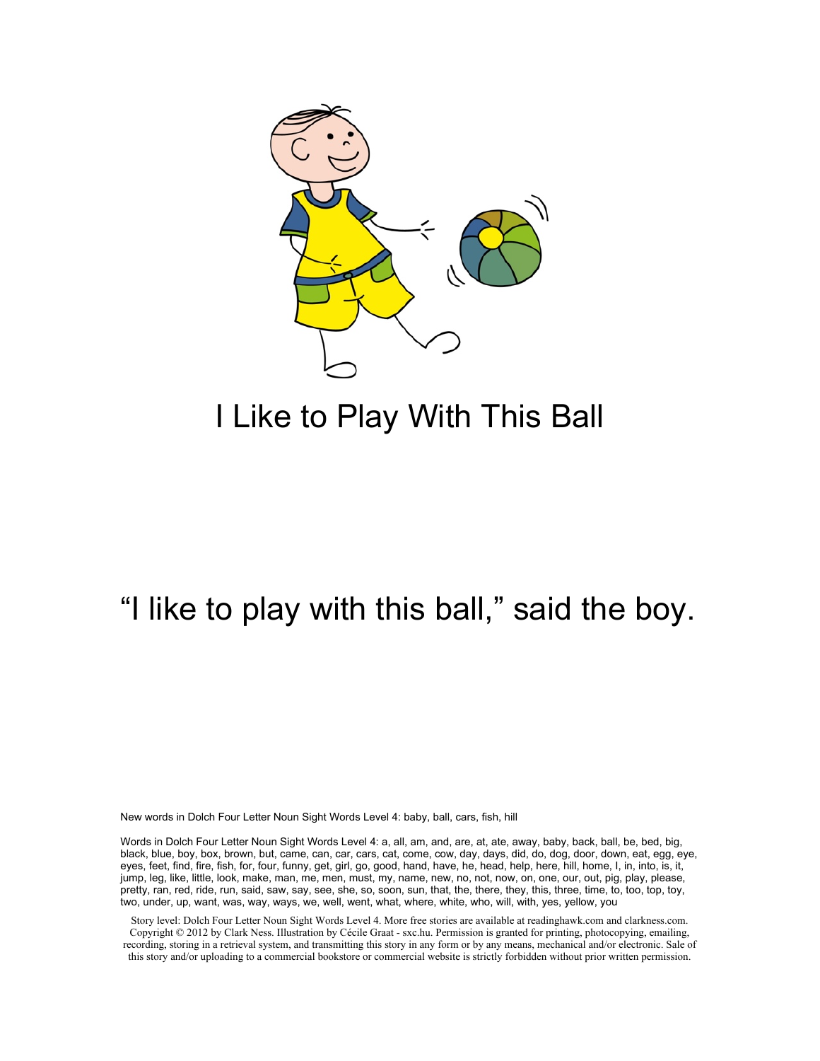# I Like to Play With This Ball

"I like to play with this ball," said the boy.

New words in Dolch Four Letter Noun Sight Words Level 4: baby, ball, cars, fish, hill

Words in Dolch Four Letter Noun Sight Words Level 4: a, all, am, and, are, at, ate, away, baby, back, ball, be, bed, big, black, blue, boy, box, brown, but, came, can, car, cars, cat, come, cow, day, days, did, do, dog, door, down, eat, egg, eye, eyes, feet, find, fire, fish, for, four, funny, get, girl, go, good, hand, have, he, head, help, here, hill, home, I, in, into, is, it, jump, leg, like, little, look, make, man, me, men, must, my, name, new, no, not, now, on, one, our, out, pig, play, please, pretty, ran, red, ride, run, said, saw, say, see, she, so, soon, sun, that, the, there, they, this, three, time, to, too, top, toy, two, under, up, want, was, way, ways, we, well, went, what, where, white, who, will, with, yes, yellow, you

Story level: Dolch Four Letter Noun Sight Words Level 4. More free stories are available at readinghawk.com and clarkness.com. Copyright © 2012 by Clark Ness. Illustration by Cécile Graat - sxc.hu. Permission is granted for printing, photocopying, emailing, recording, storing in a retrieval system, and transmitting this story in any form or by any means, mechanical and/or electronic. Sale of this story and/or uploading to a commercial bookstore or commercial website is strictly forbidden without prior written permission.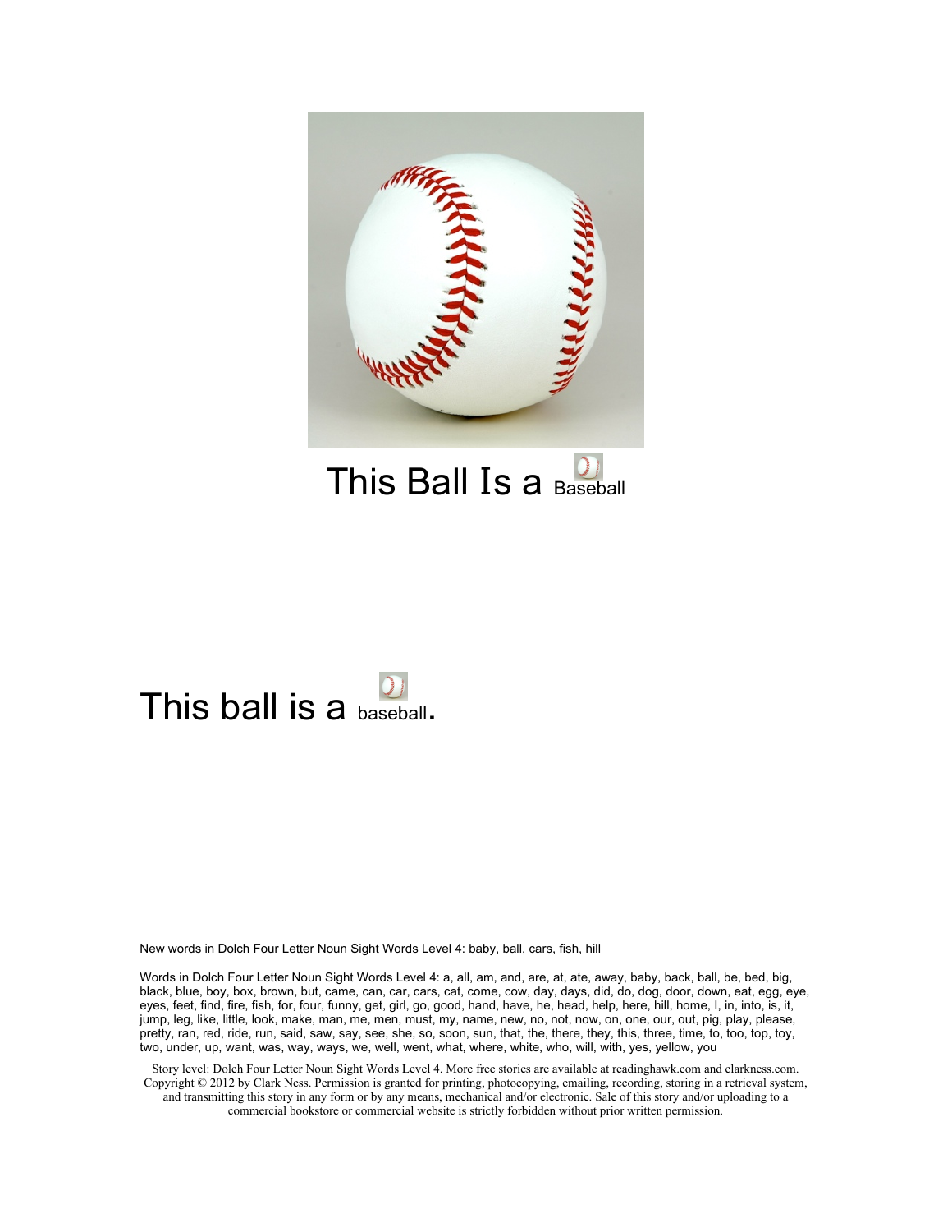# This Ball Is a Baseball

This ball is a baseball.

New words in Dolch Four Letter Noun Sight Words Level 4: baby, ball, cars, fish, hill

Words in Dolch Four Letter Noun Sight Words Level 4: a, all, am, and, are, at, ate, away, baby, back, ball, be, bed, big, black, blue, boy, box, brown, but, came, can, car, cars, cat, come, cow, day, days, did, do, dog, door, down, eat, egg, eye, eyes, feet, find, fire, fish, for, four, funny, get, girl, go, good, hand, have, he, head, help, here, hill, home, I, in, into, is, it, jump, leg, like, little, look, make, man, me, men, must, my, name, new, no, not, now, on, one, our, out, pig, play, please, pretty, ran, red, ride, run, said, saw, say, see, she, so, soon, sun, that, the, there, they, this, three, time, to, too, top, toy, two, under, up, want, was, way, ways, we, well, went, what, where, white, who, will, with, yes, yellow, you

Story level: Dolch Four Letter Noun Sight Words Level 4. More free stories are available at readinghawk.com and clarkness.com. Copyright © 2012 by Clark Ness. Permission is granted for printing, photocopying, emailing, recording, storing in a retrieval system, and transmitting this story in any form or by any means, mechanical and/or electronic. Sale of this story and/or uploading to a commercial bookstore or commercial website is strictly forbidden without prior written permission.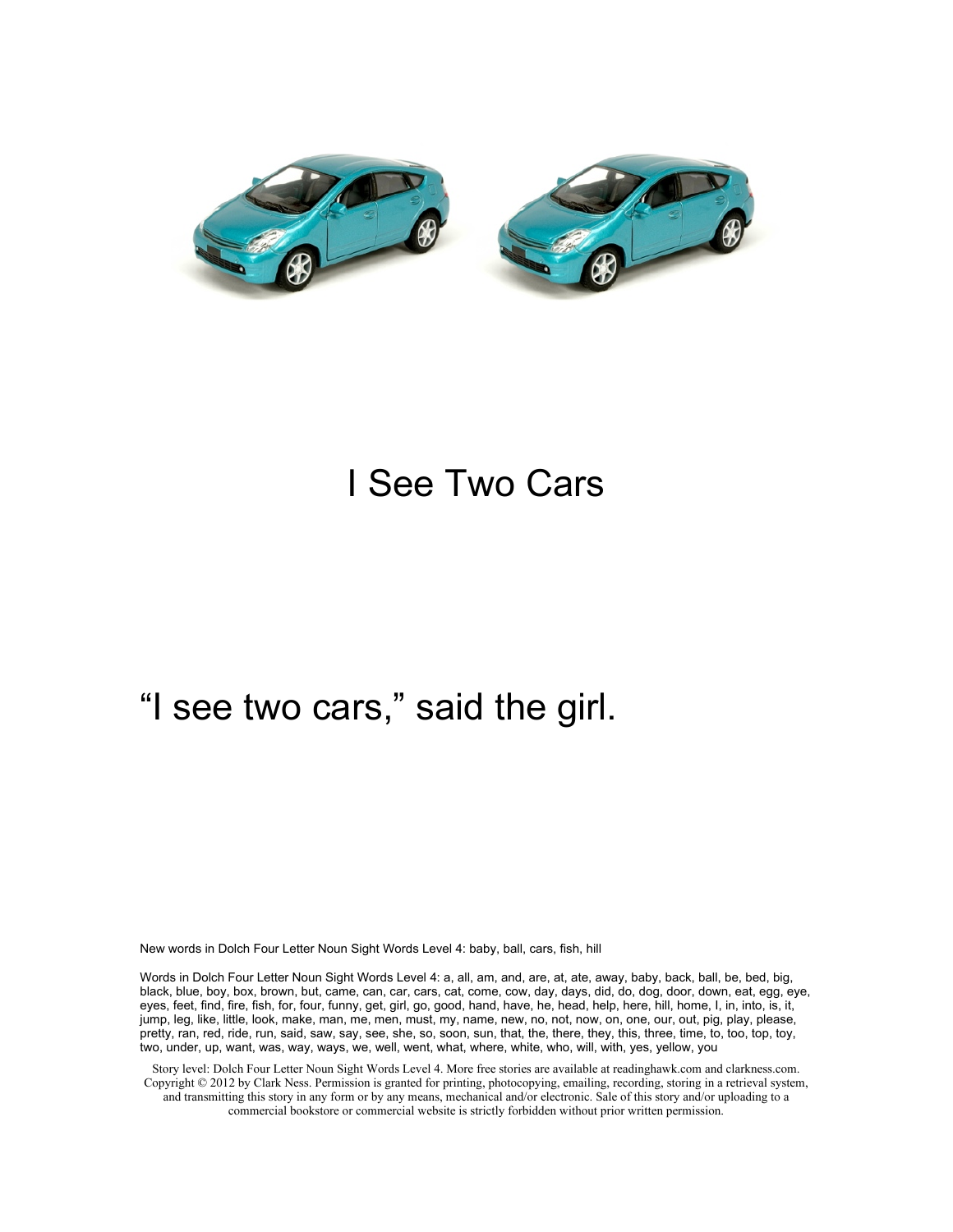# I See Two Cars

"I see two cars," said the girl.

New words in Dolch Four Letter Noun Sight Words Level 4: baby, ball, cars, fish, hill

Words in Dolch Four Letter Noun Sight Words Level 4: a, all, am, and, are, at, ate, away, baby, back, ball, be, bed, big, black, blue, boy, box, brown, but, came, can, car, cars, cat, come, cow, day, days, did, do, dog, door, down, eat, egg, eye, eyes, feet, find, fire, fish, for, four, funny, get, girl, go, good, hand, have, he, head, help, here, hill, home, I, in, into, is, it, jump, leg, like, little, look, make, man, me, men, must, my, name, new, no, not, now, on, one, our, out, pig, play, please, pretty, ran, red, ride, run, said, saw, say, see, she, so, soon, sun, that, the, there, they, this, three, time, to, too, top, toy, two, under, up, want, was, way, ways, we, well, went, what, where, white, who, will, with, yes, yellow, you

Story level: Dolch Four Letter Noun Sight Words Level 4. More free stories are available at readinghawk.com and clarkness.com. Copyright © 2012 by Clark Ness. Permission is granted for printing, photocopying, emailing, recording, storing in a retrieval system, and transmitting this story in any form or by any means, mechanical and/or electronic. Sale of this story and/or uploading to a commercial bookstore or commercial website is strictly forbidden without prior written permission.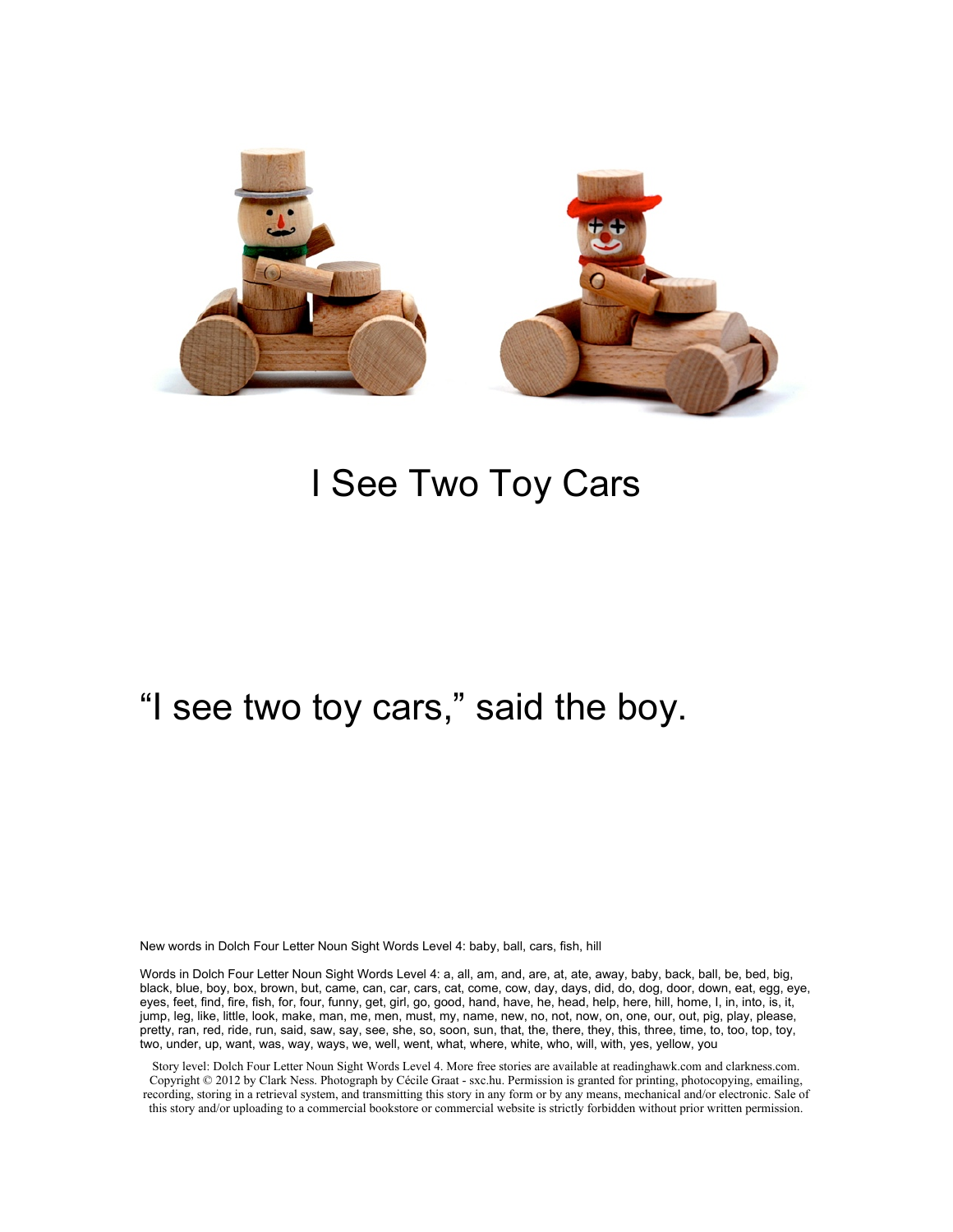# I See Two Toy Cars

"I see two toy cars," said the boy.

New words in Dolch Four Letter Noun Sight Words Level 4: baby, ball, cars, fish, hill

Words in Dolch Four Letter Noun Sight Words Level 4: a, all, am, and, are, at, ate, away, baby, back, ball, be, bed, big, black, blue, boy, box, brown, but, came, can, car, cars, cat, come, cow, day, days, did, do, dog, door, down, eat, egg, eye, eyes, feet, find, fire, fish, for, four, funny, get, girl, go, good, hand, have, he, head, help, here, hill, home, I, in, into, is, it, jump, leg, like, little, look, make, man, me, men, must, my, name, new, no, not, now, on, one, our, out, pig, play, please, pretty, ran, red, ride, run, said, saw, say, see, she, so, soon, sun, that, the, there, they, this, three, time, to, too, top, toy, two, under, up, want, was, way, ways, we, well, went, what, where, white, who, will, with, yes, yellow, you

Story level: Dolch Four Letter Noun Sight Words Level 4. More free stories are available at readinghawk.com and clarkness.com. Copyright © 2012 by Clark Ness. Photograph by Cécile Graat - sxc.hu. Permission is granted for printing, photocopying, emailing, recording, storing in a retrieval system, and transmitting this story in any form or by any means, mechanical and/or electronic. Sale of this story and/or uploading to a commercial bookstore or commercial website is strictly forbidden without prior written permission.